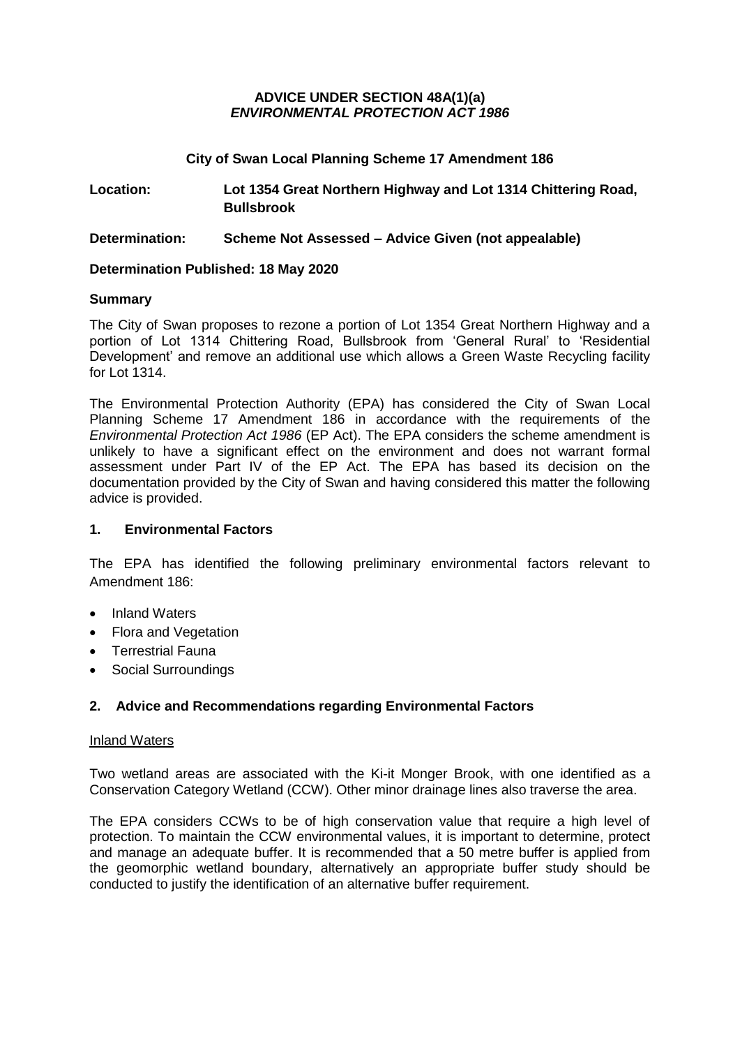**ADVICE UNDER SECTION 48A(1)(a)**
***ENVIRONMENTAL PROTECTION ACT 1986***

**City of Swan Local Planning Scheme 17 Amendment 186**

**Location:** **Lot 1354 Great Northern Highway and Lot 1314 Chittering Road, Bullsbrook**

**Determination:** **Scheme Not Assessed – Advice Given (not appealable)**

**Determination Published: 18 May 2020**

## Summary

The City of Swan proposes to rezone a portion of Lot 1354 Great Northern Highway and a portion of Lot 1314 Chittering Road, Bullsbrook from 'General Rural' to 'Residential Development' and remove an additional use which allows a Green Waste Recycling facility for Lot 1314.

The Environmental Protection Authority (EPA) has considered the City of Swan Local Planning Scheme 17 Amendment 186 in accordance with the requirements of the *Environmental Protection Act 1986* (EP Act). The EPA considers the scheme amendment is unlikely to have a significant effect on the environment and does not warrant formal assessment under Part IV of the EP Act. The EPA has based its decision on the documentation provided by the City of Swan and having considered this matter the following advice is provided.

## 1. Environmental Factors

The EPA has identified the following preliminary environmental factors relevant to Amendment 186:

- Inland Waters
- Flora and Vegetation
- Terrestrial Fauna
- Social Surroundings

## 2. Advice and Recommendations regarding Environmental Factors

### Inland Waters

Two wetland areas are associated with the Ki-it Monger Brook, with one identified as a Conservation Category Wetland (CCW). Other minor drainage lines also traverse the area.

The EPA considers CCWs to be of high conservation value that require a high level of protection. To maintain the CCW environmental values, it is important to determine, protect and manage an adequate buffer. It is recommended that a 50 metre buffer is applied from the geomorphic wetland boundary, alternatively an appropriate buffer study should be conducted to justify the identification of an alternative buffer requirement.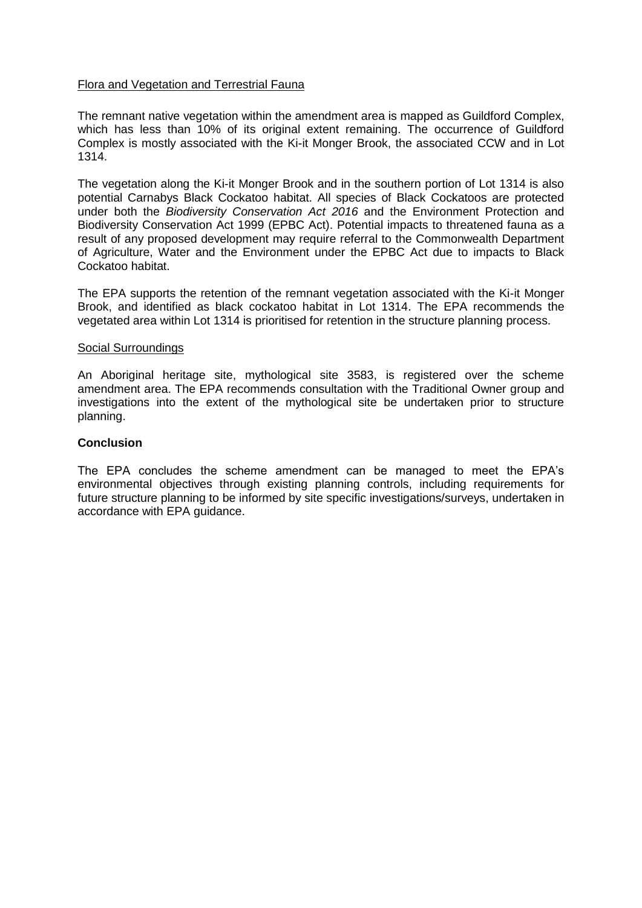Flora and Vegetation and Terrestrial Fauna

The remnant native vegetation within the amendment area is mapped as Guildford Complex, which has less than 10% of its original extent remaining. The occurrence of Guildford Complex is mostly associated with the Ki-it Monger Brook, the associated CCW and in Lot 1314.

The vegetation along the Ki-it Monger Brook and in the southern portion of Lot 1314 is also potential Carnabys Black Cockatoo habitat. All species of Black Cockatoos are protected under both the *Biodiversity Conservation Act 2016* and the Environment Protection and Biodiversity Conservation Act 1999 (EPBC Act). Potential impacts to threatened fauna as a result of any proposed development may require referral to the Commonwealth Department of Agriculture, Water and the Environment under the EPBC Act due to impacts to Black Cockatoo habitat.

The EPA supports the retention of the remnant vegetation associated with the Ki-it Monger Brook, and identified as black cockatoo habitat in Lot 1314. The EPA recommends the vegetated area within Lot 1314 is prioritised for retention in the structure planning process.

Social Surroundings

An Aboriginal heritage site, mythological site 3583, is registered over the scheme amendment area. The EPA recommends consultation with the Traditional Owner group and investigations into the extent of the mythological site be undertaken prior to structure planning.

**Conclusion**

The EPA concludes the scheme amendment can be managed to meet the EPA's environmental objectives through existing planning controls, including requirements for future structure planning to be informed by site specific investigations/surveys, undertaken in accordance with EPA guidance.